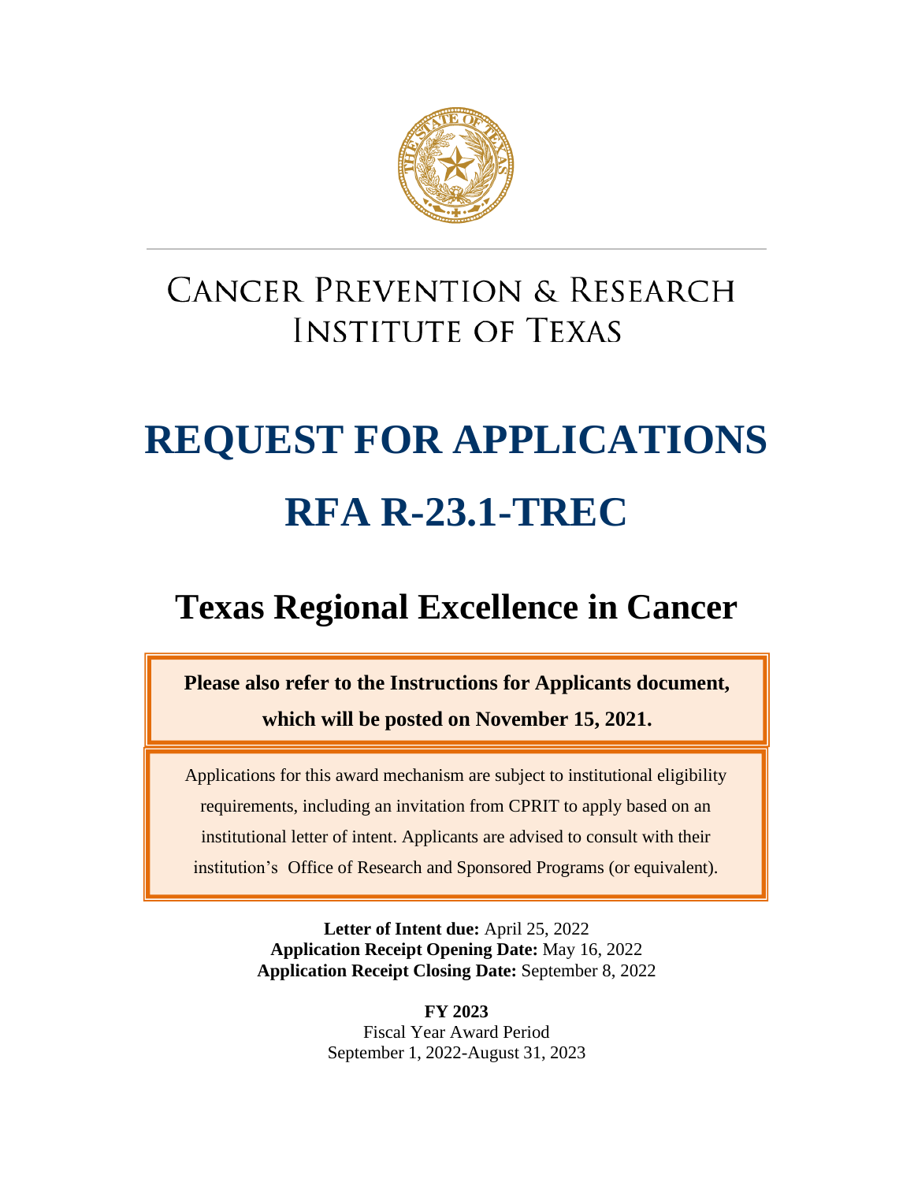# CANCER PREVENTION & RESEARCH INSTITUTE OF TEXAS

# REQUEST FOR APPLICATIONS

# RFA R-23.1-TREC

## Texas Regional Excellence in Cancer

**Please also refer to the Instructions for Applicants document, which will be posted on November 15, 2021.**

Applications for this award mechanism are subject to institutional eligibility requirements, including an invitation from CPRIT to apply based on an institutional letter of intent. Applicants are advised to consult with their institution's Office of Research and Sponsored Programs (or equivalent).

**Letter of Intent due:** April 25, 2022
**Application Receipt Opening Date:** May 16, 2022
**Application Receipt Closing Date:** September 8, 2022

**FY 2023**
Fiscal Year Award Period
September 1, 2022-August 31, 2023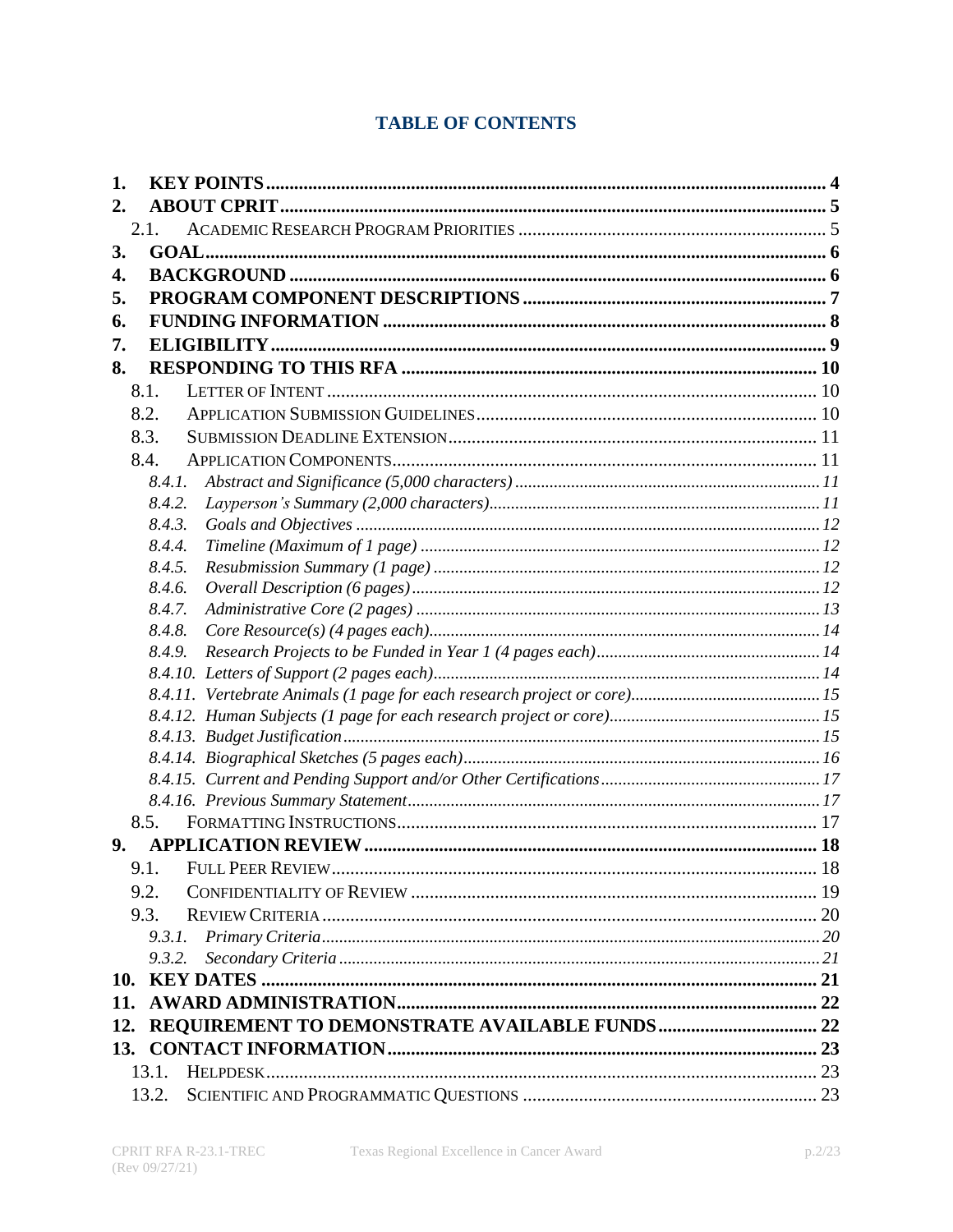# TABLE OF CONTENTS

**1. KEY POINTS** ..... **4**

**2. ABOUT CPRIT** ..... **5**

- 2.1. ACADEMIC RESEARCH PROGRAM PRIORITIES ..... 5

**3. GOAL** ..... **6**

**4. BACKGROUND** ..... **6**

**5. PROGRAM COMPONENT DESCRIPTIONS** ..... **7**

**6. FUNDING INFORMATION** ..... **8**

**7. ELIGIBILITY** ..... **9**

**8. RESPONDING TO THIS RFA** ..... **10**

- 8.1. LETTER OF INTENT ..... 10
- 8.2. APPLICATION SUBMISSION GUIDELINES ..... 10
- 8.3. SUBMISSION DEADLINE EXTENSION ..... 11
- 8.4. APPLICATION COMPONENTS ..... 11
  - *8.4.1. Abstract and Significance (5,000 characters)* ..... *11*
  - *8.4.2. Layperson's Summary (2,000 characters)* ..... *11*
  - *8.4.3. Goals and Objectives* ..... *12*
  - *8.4.4. Timeline (Maximum of 1 page)* ..... *12*
  - *8.4.5. Resubmission Summary (1 page)* ..... *12*
  - *8.4.6. Overall Description (6 pages)* ..... *12*
  - *8.4.7. Administrative Core (2 pages)* ..... *13*
  - *8.4.8. Core Resource(s) (4 pages each)* ..... *14*
  - *8.4.9. Research Projects to be Funded in Year 1 (4 pages each)* ..... *14*
  - *8.4.10. Letters of Support (2 pages each)* ..... *14*
  - *8.4.11. Vertebrate Animals (1 page for each research project or core)* ..... *15*
  - *8.4.12. Human Subjects (1 page for each research project or core)* ..... *15*
  - *8.4.13. Budget Justification* ..... *15*
  - *8.4.14. Biographical Sketches (5 pages each)* ..... *16*
  - *8.4.15. Current and Pending Support and/or Other Certifications* ..... *17*
  - *8.4.16. Previous Summary Statement* ..... *17*
- 8.5. FORMATTING INSTRUCTIONS ..... 17

**9. APPLICATION REVIEW** ..... **18**

- 9.1. FULL PEER REVIEW ..... 18
- 9.2. CONFIDENTIALITY OF REVIEW ..... 19
- 9.3. REVIEW CRITERIA ..... 20
  - *9.3.1. Primary Criteria* ..... *20*
  - *9.3.2. Secondary Criteria* ..... *21*

**10. KEY DATES** ..... **21**

**11. AWARD ADMINISTRATION** ..... **22**

**12. REQUIREMENT TO DEMONSTRATE AVAILABLE FUNDS** ..... **22**

**13. CONTACT INFORMATION** ..... **23**

- 13.1. HELPDESK ..... 23
- 13.2. SCIENTIFIC AND PROGRAMMATIC QUESTIONS ..... 23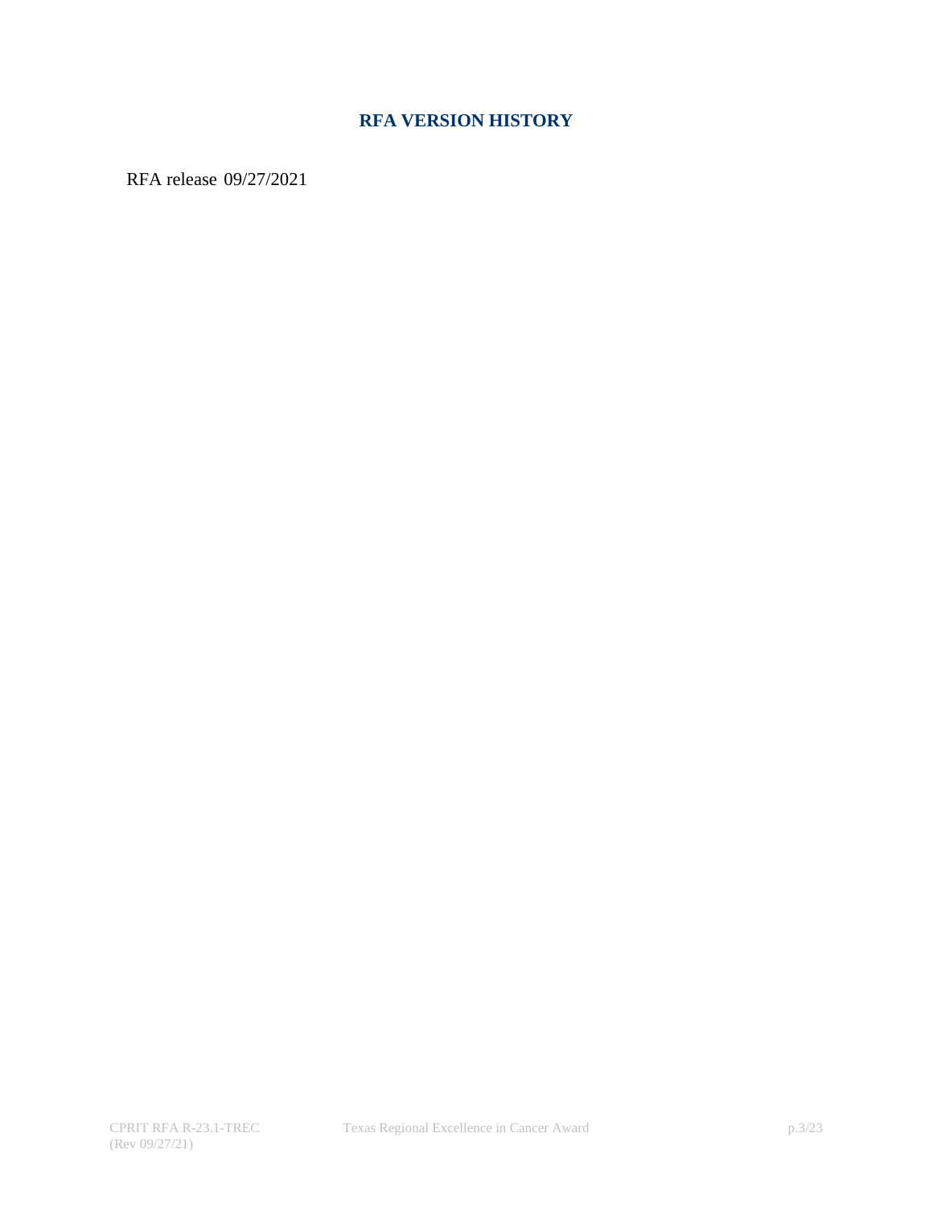## RFA VERSION HISTORY

RFA release 09/27/2021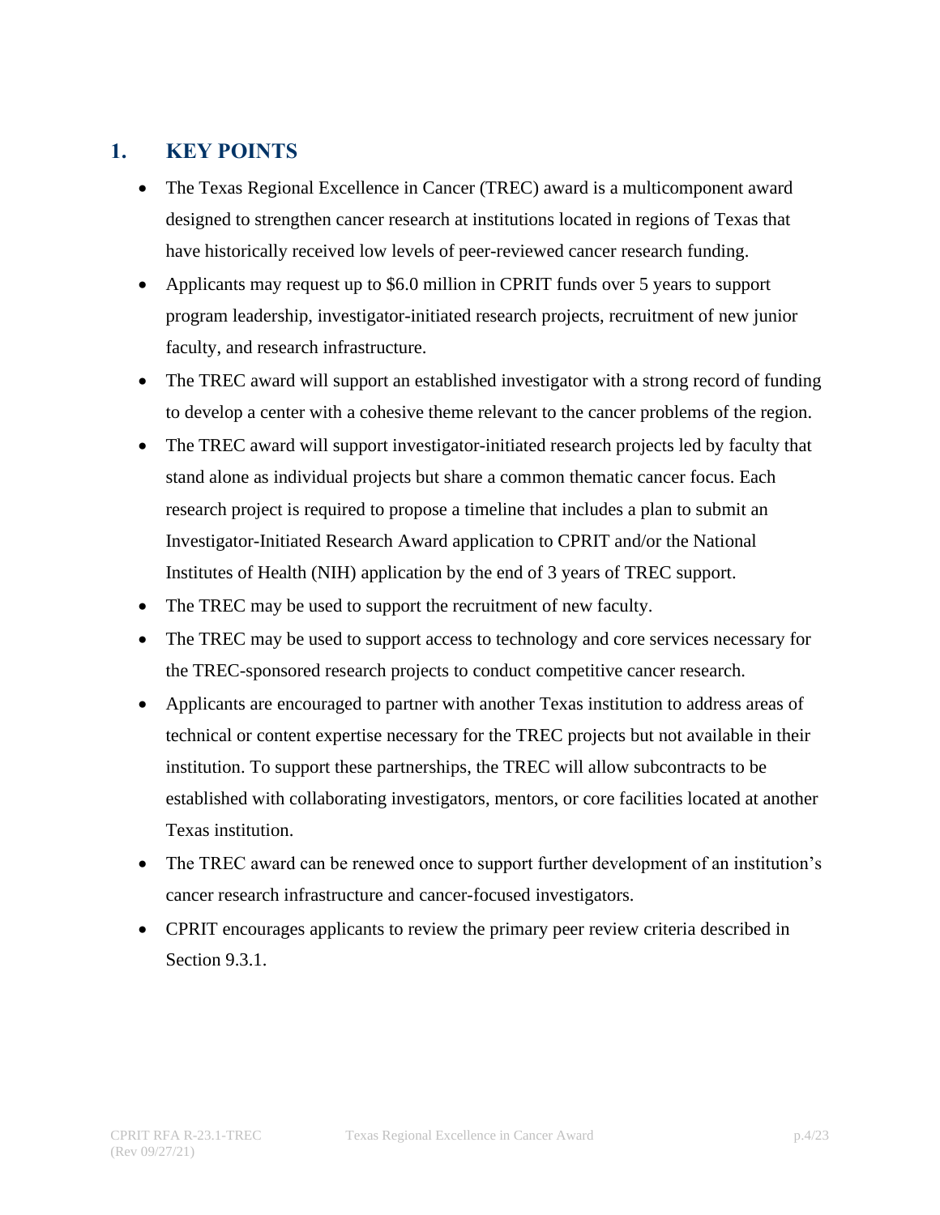## 1. KEY POINTS

- The Texas Regional Excellence in Cancer (TREC) award is a multicomponent award designed to strengthen cancer research at institutions located in regions of Texas that have historically received low levels of peer-reviewed cancer research funding.
- Applicants may request up to $6.0 million in CPRIT funds over 5 years to support program leadership, investigator-initiated research projects, recruitment of new junior faculty, and research infrastructure.
- The TREC award will support an established investigator with a strong record of funding to develop a center with a cohesive theme relevant to the cancer problems of the region.
- The TREC award will support investigator-initiated research projects led by faculty that stand alone as individual projects but share a common thematic cancer focus. Each research project is required to propose a timeline that includes a plan to submit an Investigator-Initiated Research Award application to CPRIT and/or the National Institutes of Health (NIH) application by the end of 3 years of TREC support.
- The TREC may be used to support the recruitment of new faculty.
- The TREC may be used to support access to technology and core services necessary for the TREC-sponsored research projects to conduct competitive cancer research.
- Applicants are encouraged to partner with another Texas institution to address areas of technical or content expertise necessary for the TREC projects but not available in their institution. To support these partnerships, the TREC will allow subcontracts to be established with collaborating investigators, mentors, or core facilities located at another Texas institution.
- The TREC award can be renewed once to support further development of an institution's cancer research infrastructure and cancer-focused investigators.
- CPRIT encourages applicants to review the primary peer review criteria described in Section 9.3.1.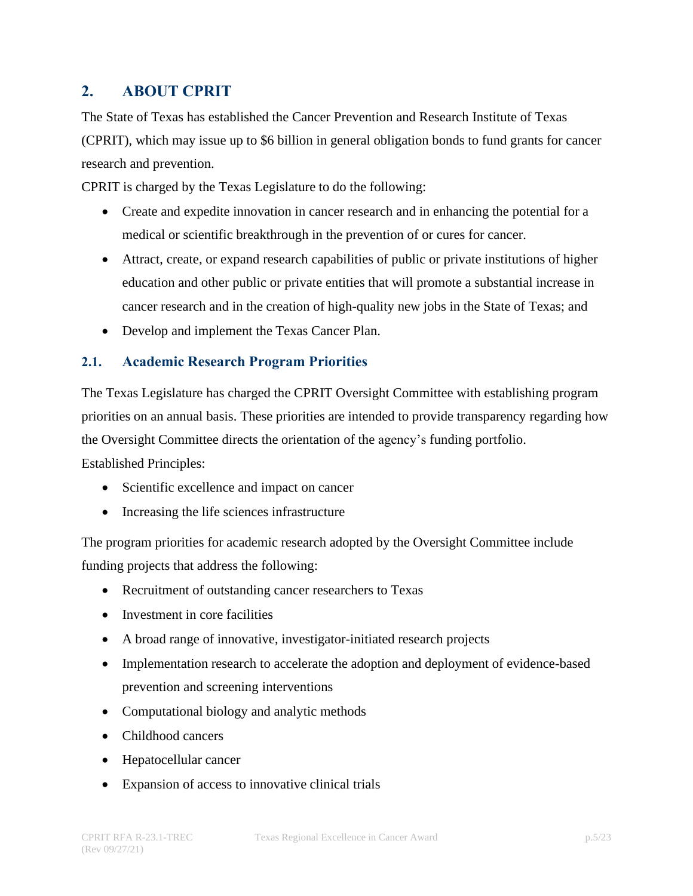## 2. ABOUT CPRIT

The State of Texas has established the Cancer Prevention and Research Institute of Texas (CPRIT), which may issue up to $6 billion in general obligation bonds to fund grants for cancer research and prevention.

CPRIT is charged by the Texas Legislature to do the following:

- Create and expedite innovation in cancer research and in enhancing the potential for a medical or scientific breakthrough in the prevention of or cures for cancer.
- Attract, create, or expand research capabilities of public or private institutions of higher education and other public or private entities that will promote a substantial increase in cancer research and in the creation of high-quality new jobs in the State of Texas; and
- Develop and implement the Texas Cancer Plan.

### 2.1. Academic Research Program Priorities

The Texas Legislature has charged the CPRIT Oversight Committee with establishing program priorities on an annual basis. These priorities are intended to provide transparency regarding how the Oversight Committee directs the orientation of the agency's funding portfolio.

Established Principles:

- Scientific excellence and impact on cancer
- Increasing the life sciences infrastructure

The program priorities for academic research adopted by the Oversight Committee include funding projects that address the following:

- Recruitment of outstanding cancer researchers to Texas
- Investment in core facilities
- A broad range of innovative, investigator-initiated research projects
- Implementation research to accelerate the adoption and deployment of evidence-based prevention and screening interventions
- Computational biology and analytic methods
- Childhood cancers
- Hepatocellular cancer
- Expansion of access to innovative clinical trials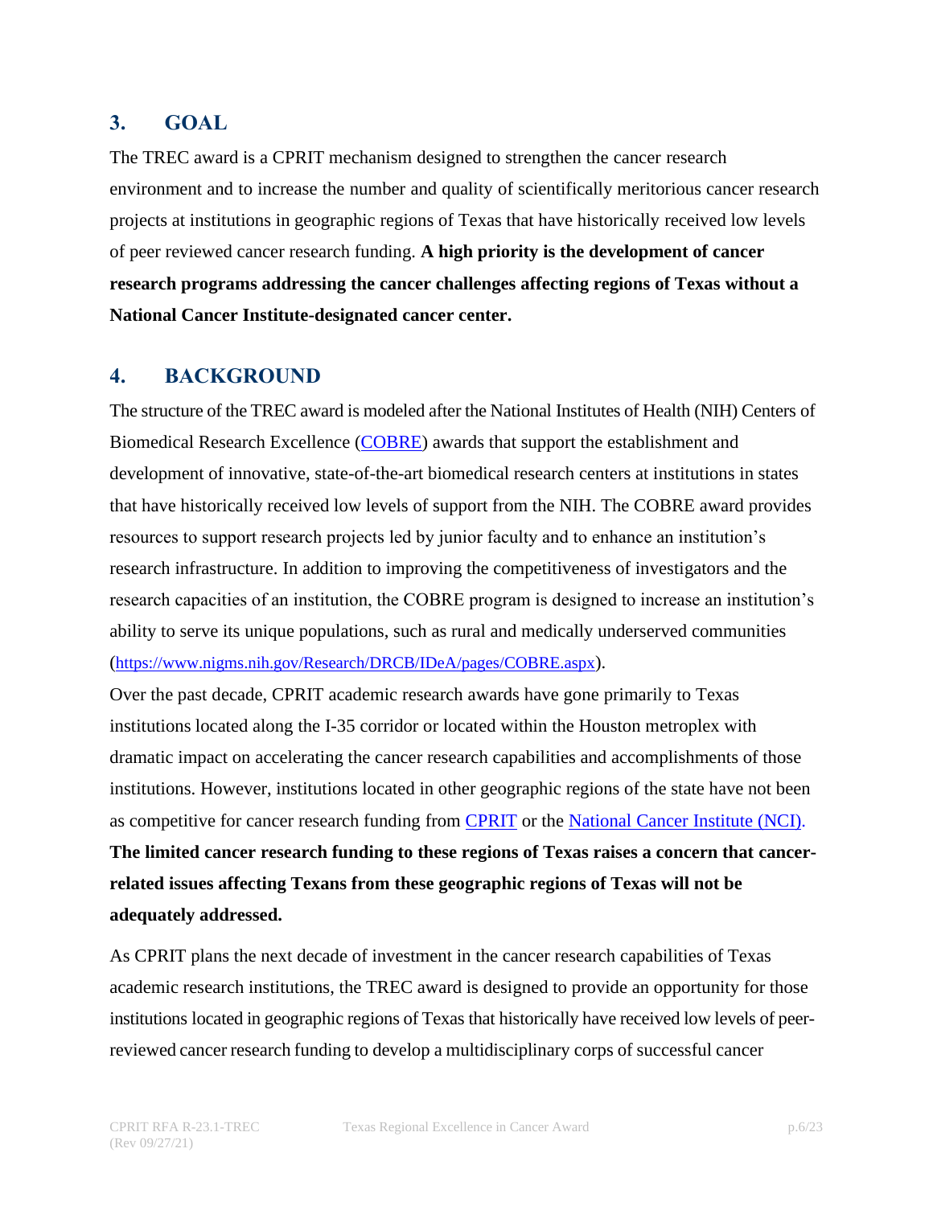## 3. GOAL

The TREC award is a CPRIT mechanism designed to strengthen the cancer research environment and to increase the number and quality of scientifically meritorious cancer research projects at institutions in geographic regions of Texas that have historically received low levels of peer reviewed cancer research funding. **A high priority is the development of cancer research programs addressing the cancer challenges affecting regions of Texas without a National Cancer Institute-designated cancer center.**

## 4. BACKGROUND

The structure of the TREC award is modeled after the National Institutes of Health (NIH) Centers of Biomedical Research Excellence ([COBRE](https://www.nigms.nih.gov/Research/DRCB/IDeA/pages/COBRE.aspx)) awards that support the establishment and development of innovative, state-of-the-art biomedical research centers at institutions in states that have historically received low levels of support from the NIH. The COBRE award provides resources to support research projects led by junior faculty and to enhance an institution's research infrastructure. In addition to improving the competitiveness of investigators and the research capacities of an institution, the COBRE program is designed to increase an institution's ability to serve its unique populations, such as rural and medically underserved communities (https://www.nigms.nih.gov/Research/DRCB/IDeA/pages/COBRE.aspx).

Over the past decade, CPRIT academic research awards have gone primarily to Texas institutions located along the I-35 corridor or located within the Houston metroplex with dramatic impact on accelerating the cancer research capabilities and accomplishments of those institutions. However, institutions located in other geographic regions of the state have not been as competitive for cancer research funding from CPRIT or the National Cancer Institute (NCI). **The limited cancer research funding to these regions of Texas raises a concern that cancer-related issues affecting Texans from these geographic regions of Texas will not be adequately addressed.**

As CPRIT plans the next decade of investment in the cancer research capabilities of Texas academic research institutions, the TREC award is designed to provide an opportunity for those institutions located in geographic regions of Texas that historically have received low levels of peer-reviewed cancer research funding to develop a multidisciplinary corps of successful cancer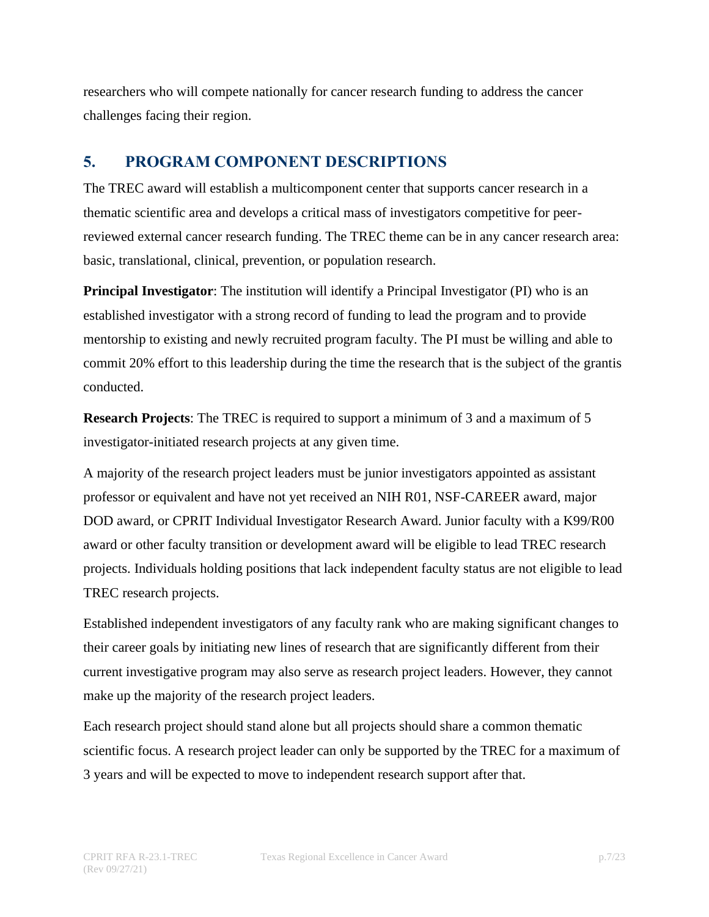researchers who will compete nationally for cancer research funding to address the cancer challenges facing their region.

## 5. PROGRAM COMPONENT DESCRIPTIONS

The TREC award will establish a multicomponent center that supports cancer research in a thematic scientific area and develops a critical mass of investigators competitive for peer-reviewed external cancer research funding. The TREC theme can be in any cancer research area: basic, translational, clinical, prevention, or population research.

**Principal Investigator**: The institution will identify a Principal Investigator (PI) who is an established investigator with a strong record of funding to lead the program and to provide mentorship to existing and newly recruited program faculty. The PI must be willing and able to commit 20% effort to this leadership during the time the research that is the subject of the grantis conducted.

**Research Projects**: The TREC is required to support a minimum of 3 and a maximum of 5 investigator-initiated research projects at any given time.

A majority of the research project leaders must be junior investigators appointed as assistant professor or equivalent and have not yet received an NIH R01, NSF-CAREER award, major DOD award, or CPRIT Individual Investigator Research Award. Junior faculty with a K99/R00 award or other faculty transition or development award will be eligible to lead TREC research projects. Individuals holding positions that lack independent faculty status are not eligible to lead TREC research projects.

Established independent investigators of any faculty rank who are making significant changes to their career goals by initiating new lines of research that are significantly different from their current investigative program may also serve as research project leaders. However, they cannot make up the majority of the research project leaders.

Each research project should stand alone but all projects should share a common thematic scientific focus. A research project leader can only be supported by the TREC for a maximum of 3 years and will be expected to move to independent research support after that.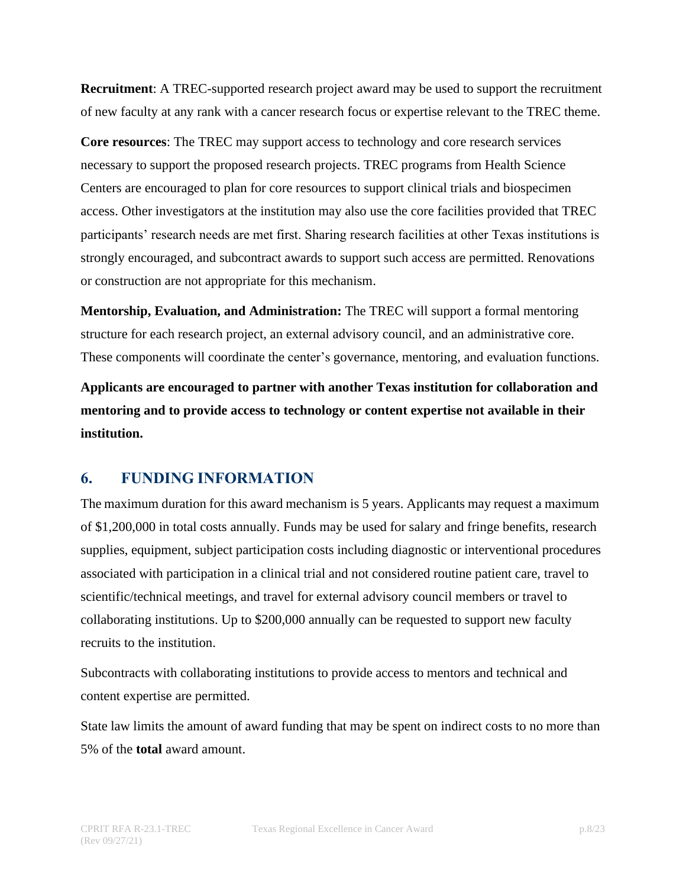**Recruitment**: A TREC-supported research project award may be used to support the recruitment of new faculty at any rank with a cancer research focus or expertise relevant to the TREC theme.

**Core resources**: The TREC may support access to technology and core research services necessary to support the proposed research projects. TREC programs from Health Science Centers are encouraged to plan for core resources to support clinical trials and biospecimen access. Other investigators at the institution may also use the core facilities provided that TREC participants' research needs are met first. Sharing research facilities at other Texas institutions is strongly encouraged, and subcontract awards to support such access are permitted. Renovations or construction are not appropriate for this mechanism.

**Mentorship, Evaluation, and Administration:** The TREC will support a formal mentoring structure for each research project, an external advisory council, and an administrative core. These components will coordinate the center's governance, mentoring, and evaluation functions.

**Applicants are encouraged to partner with another Texas institution for collaboration and mentoring and to provide access to technology or content expertise not available in their institution.**

## 6. FUNDING INFORMATION

The maximum duration for this award mechanism is 5 years. Applicants may request a maximum of $1,200,000 in total costs annually. Funds may be used for salary and fringe benefits, research supplies, equipment, subject participation costs including diagnostic or interventional procedures associated with participation in a clinical trial and not considered routine patient care, travel to scientific/technical meetings, and travel for external advisory council members or travel to collaborating institutions. Up to $200,000 annually can be requested to support new faculty recruits to the institution.

Subcontracts with collaborating institutions to provide access to mentors and technical and content expertise are permitted.

State law limits the amount of award funding that may be spent on indirect costs to no more than 5% of the **total** award amount.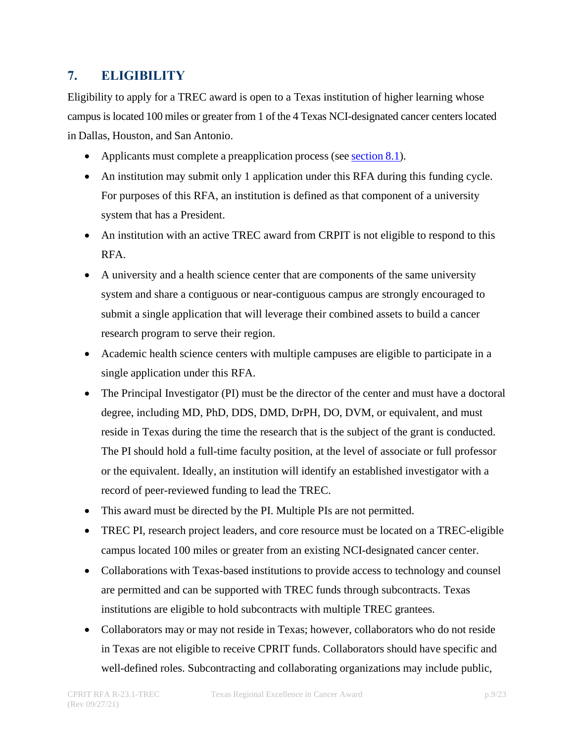## 7. ELIGIBILITY

Eligibility to apply for a TREC award is open to a Texas institution of higher learning whose campus is located 100 miles or greater from 1 of the 4 Texas NCI-designated cancer centers located in Dallas, Houston, and San Antonio.

- Applicants must complete a preapplication process (see section 8.1).
- An institution may submit only 1 application under this RFA during this funding cycle. For purposes of this RFA, an institution is defined as that component of a university system that has a President.
- An institution with an active TREC award from CPRIT is not eligible to respond to this RFA.
- A university and a health science center that are components of the same university system and share a contiguous or near-contiguous campus are strongly encouraged to submit a single application that will leverage their combined assets to build a cancer research program to serve their region.
- Academic health science centers with multiple campuses are eligible to participate in a single application under this RFA.
- The Principal Investigator (PI) must be the director of the center and must have a doctoral degree, including MD, PhD, DDS, DMD, DrPH, DO, DVM, or equivalent, and must reside in Texas during the time the research that is the subject of the grant is conducted. The PI should hold a full-time faculty position, at the level of associate or full professor or the equivalent. Ideally, an institution will identify an established investigator with a record of peer-reviewed funding to lead the TREC.
- This award must be directed by the PI. Multiple PIs are not permitted.
- TREC PI, research project leaders, and core resource must be located on a TREC-eligible campus located 100 miles or greater from an existing NCI-designated cancer center.
- Collaborations with Texas-based institutions to provide access to technology and counsel are permitted and can be supported with TREC funds through subcontracts. Texas institutions are eligible to hold subcontracts with multiple TREC grantees.
- Collaborators may or may not reside in Texas; however, collaborators who do not reside in Texas are not eligible to receive CPRIT funds. Collaborators should have specific and well-defined roles. Subcontracting and collaborating organizations may include public,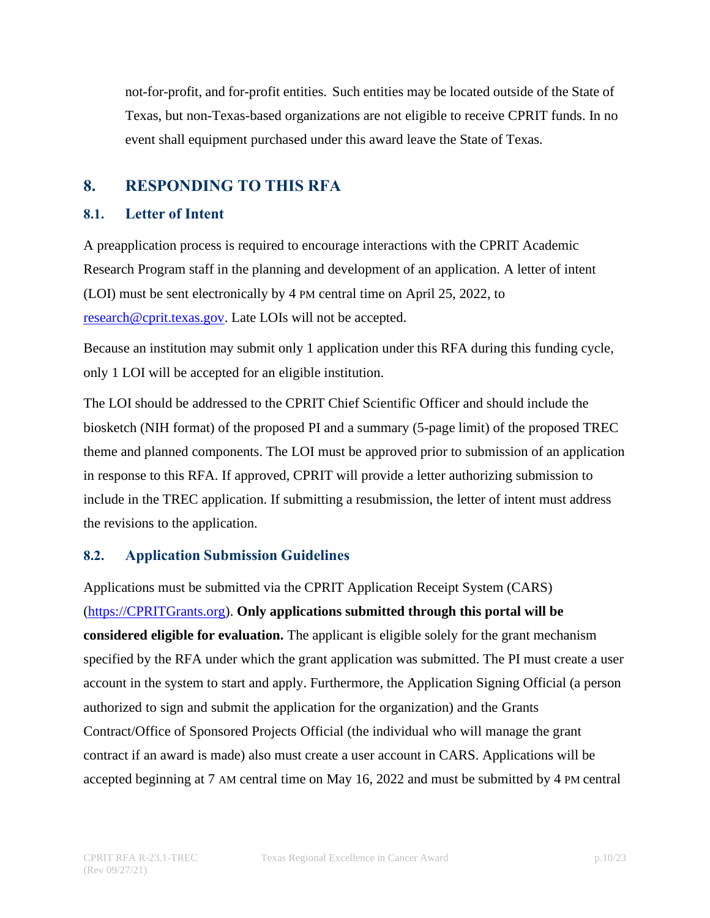not-for-profit, and for-profit entities. Such entities may be located outside of the State of Texas, but non-Texas-based organizations are not eligible to receive CPRIT funds. In no event shall equipment purchased under this award leave the State of Texas.

## 8. RESPONDING TO THIS RFA

### 8.1. Letter of Intent

A preapplication process is required to encourage interactions with the CPRIT Academic Research Program staff in the planning and development of an application. A letter of intent (LOI) must be sent electronically by 4 PM central time on April 25, 2022, to [research@cprit.texas.gov](mailto:research@cprit.texas.gov). Late LOIs will not be accepted.

Because an institution may submit only 1 application under this RFA during this funding cycle, only 1 LOI will be accepted for an eligible institution.

The LOI should be addressed to the CPRIT Chief Scientific Officer and should include the biosketch (NIH format) of the proposed PI and a summary (5-page limit) of the proposed TREC theme and planned components. The LOI must be approved prior to submission of an application in response to this RFA. If approved, CPRIT will provide a letter authorizing submission to include in the TREC application. If submitting a resubmission, the letter of intent must address the revisions to the application.

### 8.2. Application Submission Guidelines

Applications must be submitted via the CPRIT Application Receipt System (CARS) ([https://CPRITGrants.org](https://CPRITGrants.org)). **Only applications submitted through this portal will be considered eligible for evaluation.** The applicant is eligible solely for the grant mechanism specified by the RFA under which the grant application was submitted. The PI must create a user account in the system to start and apply. Furthermore, the Application Signing Official (a person authorized to sign and submit the application for the organization) and the Grants Contract/Office of Sponsored Projects Official (the individual who will manage the grant contract if an award is made) also must create a user account in CARS. Applications will be accepted beginning at 7 AM central time on May 16, 2022 and must be submitted by 4 PM central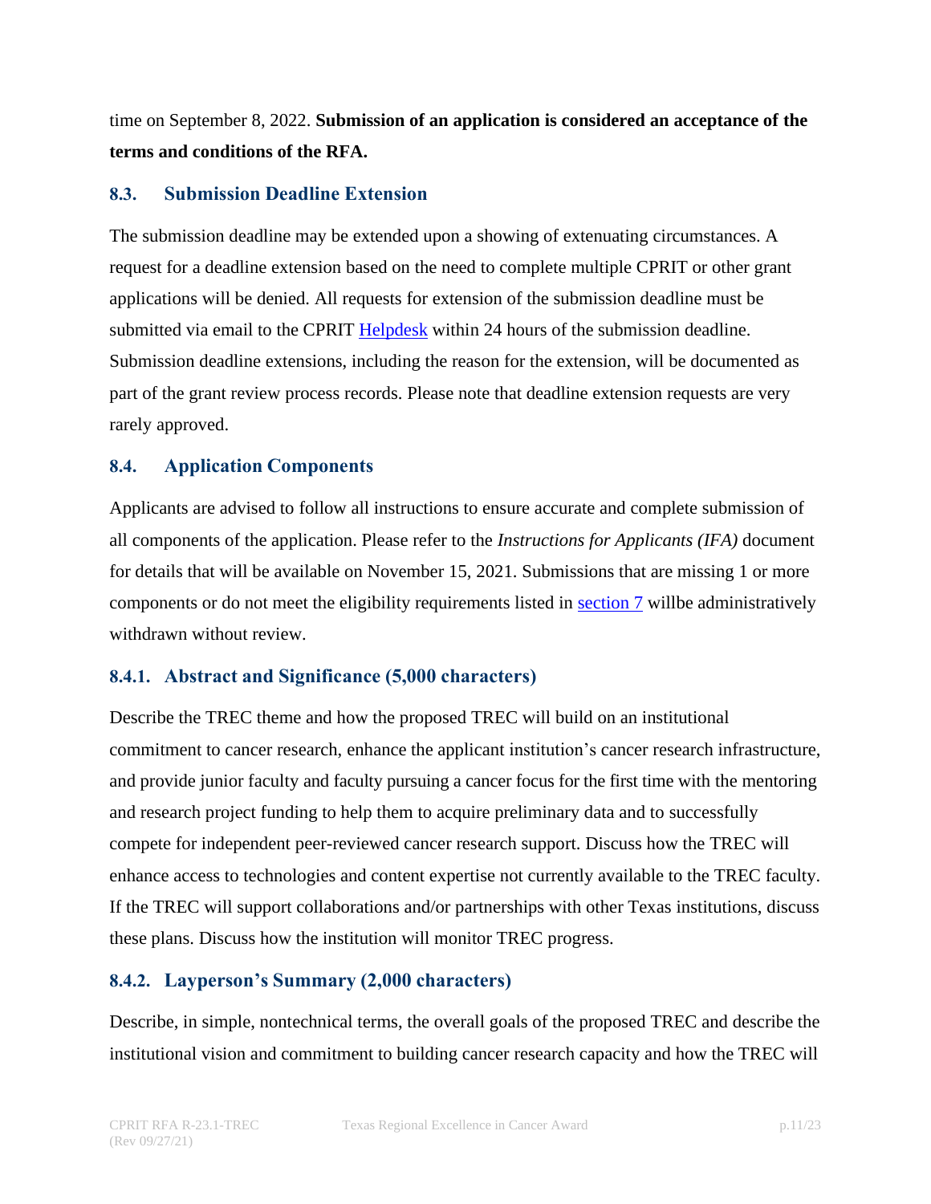time on September 8, 2022. **Submission of an application is considered an acceptance of the terms and conditions of the RFA.**

### 8.3. Submission Deadline Extension

The submission deadline may be extended upon a showing of extenuating circumstances. A request for a deadline extension based on the need to complete multiple CPRIT or other grant applications will be denied. All requests for extension of the submission deadline must be submitted via email to the CPRIT Helpdesk within 24 hours of the submission deadline. Submission deadline extensions, including the reason for the extension, will be documented as part of the grant review process records. Please note that deadline extension requests are very rarely approved.

### 8.4. Application Components

Applicants are advised to follow all instructions to ensure accurate and complete submission of all components of the application. Please refer to the *Instructions for Applicants (IFA)* document for details that will be available on November 15, 2021. Submissions that are missing 1 or more components or do not meet the eligibility requirements listed in section 7 willbe administratively withdrawn without review.

#### 8.4.1. Abstract and Significance (5,000 characters)

Describe the TREC theme and how the proposed TREC will build on an institutional commitment to cancer research, enhance the applicant institution's cancer research infrastructure, and provide junior faculty and faculty pursuing a cancer focus for the first time with the mentoring and research project funding to help them to acquire preliminary data and to successfully compete for independent peer-reviewed cancer research support. Discuss how the TREC will enhance access to technologies and content expertise not currently available to the TREC faculty. If the TREC will support collaborations and/or partnerships with other Texas institutions, discuss these plans. Discuss how the institution will monitor TREC progress.

#### 8.4.2. Layperson's Summary (2,000 characters)

Describe, in simple, nontechnical terms, the overall goals of the proposed TREC and describe the institutional vision and commitment to building cancer research capacity and how the TREC will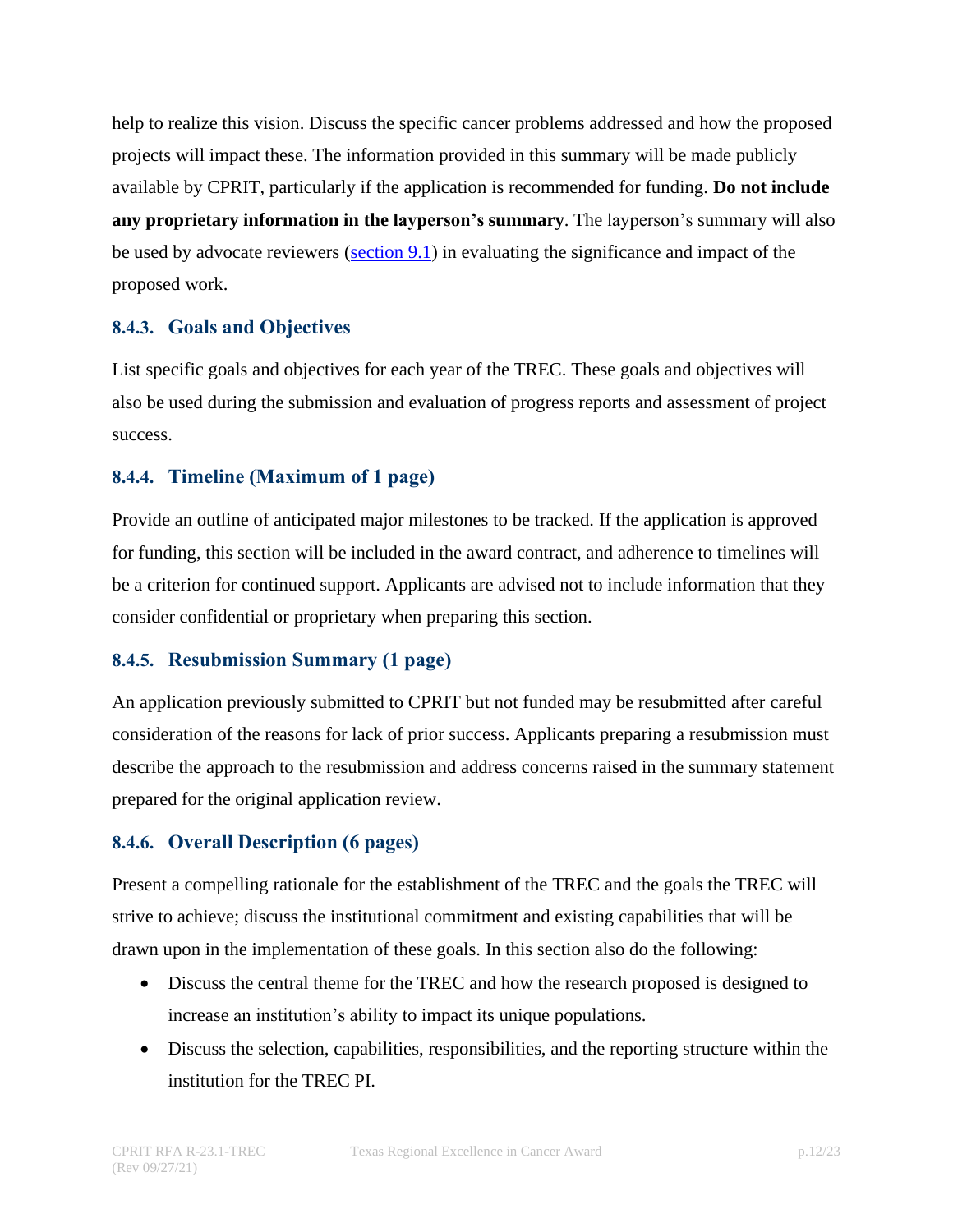help to realize this vision. Discuss the specific cancer problems addressed and how the proposed projects will impact these. The information provided in this summary will be made publicly available by CPRIT, particularly if the application is recommended for funding. **Do not include any proprietary information in the layperson's summary**. The layperson's summary will also be used by advocate reviewers (section 9.1) in evaluating the significance and impact of the proposed work.

### 8.4.3. Goals and Objectives

List specific goals and objectives for each year of the TREC. These goals and objectives will also be used during the submission and evaluation of progress reports and assessment of project success.

### 8.4.4. Timeline (Maximum of 1 page)

Provide an outline of anticipated major milestones to be tracked. If the application is approved for funding, this section will be included in the award contract, and adherence to timelines will be a criterion for continued support. Applicants are advised not to include information that they consider confidential or proprietary when preparing this section.

### 8.4.5. Resubmission Summary (1 page)

An application previously submitted to CPRIT but not funded may be resubmitted after careful consideration of the reasons for lack of prior success. Applicants preparing a resubmission must describe the approach to the resubmission and address concerns raised in the summary statement prepared for the original application review.

### 8.4.6. Overall Description (6 pages)

Present a compelling rationale for the establishment of the TREC and the goals the TREC will strive to achieve; discuss the institutional commitment and existing capabilities that will be drawn upon in the implementation of these goals. In this section also do the following:

- Discuss the central theme for the TREC and how the research proposed is designed to increase an institution's ability to impact its unique populations.
- Discuss the selection, capabilities, responsibilities, and the reporting structure within the institution for the TREC PI.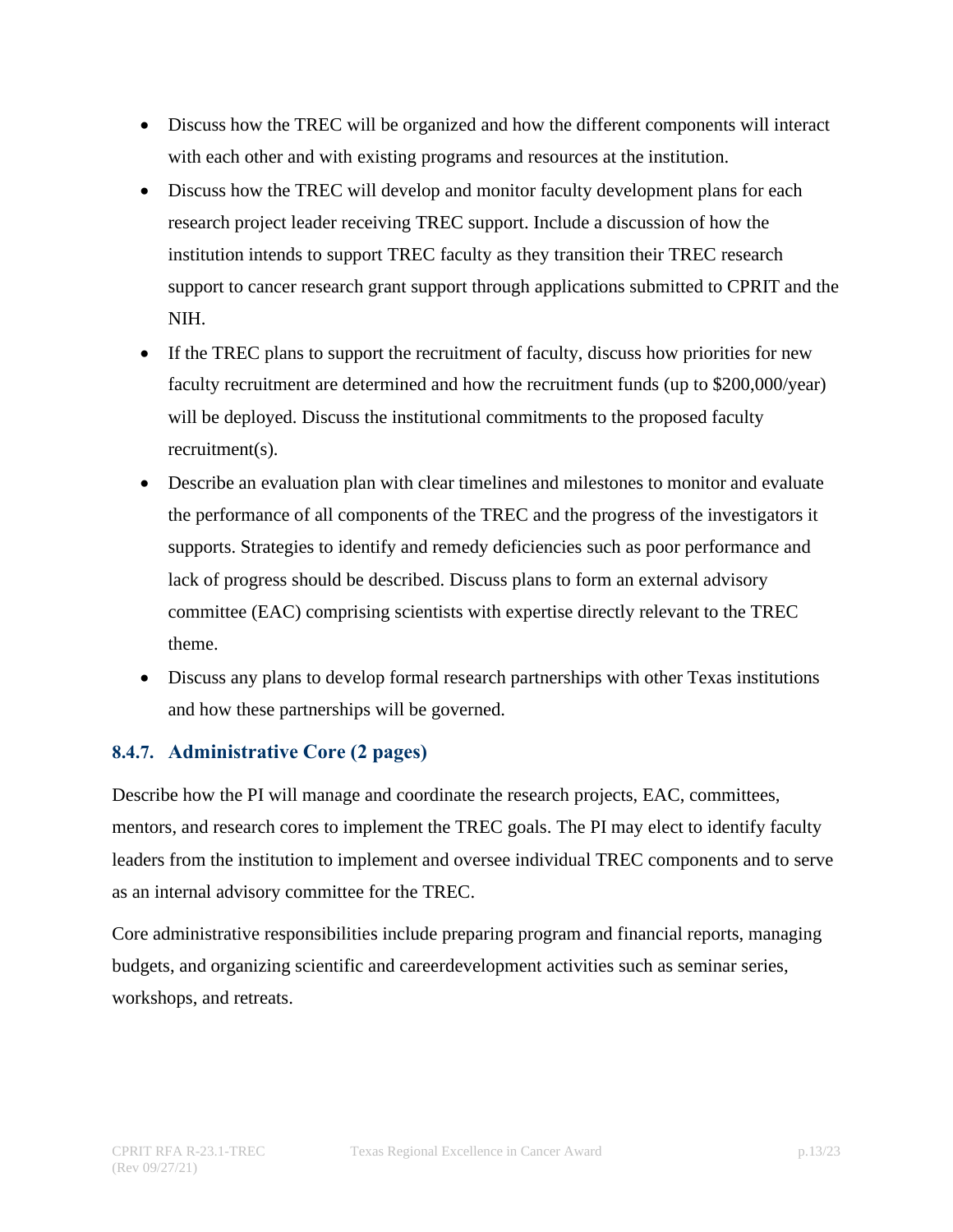- Discuss how the TREC will be organized and how the different components will interact with each other and with existing programs and resources at the institution.
- Discuss how the TREC will develop and monitor faculty development plans for each research project leader receiving TREC support. Include a discussion of how the institution intends to support TREC faculty as they transition their TREC research support to cancer research grant support through applications submitted to CPRIT and the NIH.
- If the TREC plans to support the recruitment of faculty, discuss how priorities for new faculty recruitment are determined and how the recruitment funds (up to $200,000/year) will be deployed. Discuss the institutional commitments to the proposed faculty recruitment(s).
- Describe an evaluation plan with clear timelines and milestones to monitor and evaluate the performance of all components of the TREC and the progress of the investigators it supports. Strategies to identify and remedy deficiencies such as poor performance and lack of progress should be described. Discuss plans to form an external advisory committee (EAC) comprising scientists with expertise directly relevant to the TREC theme.
- Discuss any plans to develop formal research partnerships with other Texas institutions and how these partnerships will be governed.

### 8.4.7. Administrative Core (2 pages)

Describe how the PI will manage and coordinate the research projects, EAC, committees, mentors, and research cores to implement the TREC goals. The PI may elect to identify faculty leaders from the institution to implement and oversee individual TREC components and to serve as an internal advisory committee for the TREC.

Core administrative responsibilities include preparing program and financial reports, managing budgets, and organizing scientific and careerdevelopment activities such as seminar series, workshops, and retreats.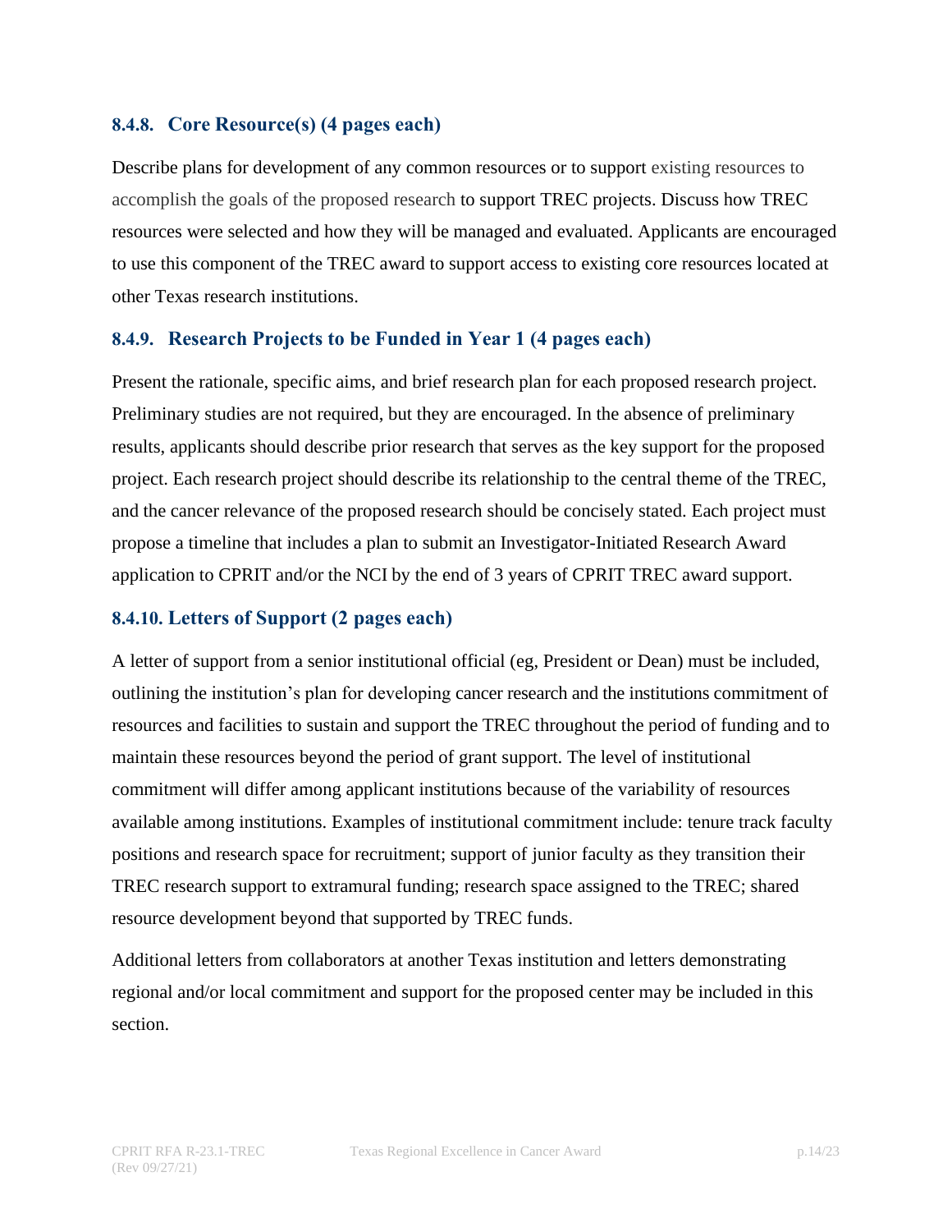#### 8.4.8. Core Resource(s) (4 pages each)

Describe plans for development of any common resources or to support existing resources to accomplish the goals of the proposed research to support TREC projects. Discuss how TREC resources were selected and how they will be managed and evaluated. Applicants are encouraged to use this component of the TREC award to support access to existing core resources located at other Texas research institutions.

#### 8.4.9. Research Projects to be Funded in Year 1 (4 pages each)

Present the rationale, specific aims, and brief research plan for each proposed research project. Preliminary studies are not required, but they are encouraged. In the absence of preliminary results, applicants should describe prior research that serves as the key support for the proposed project. Each research project should describe its relationship to the central theme of the TREC, and the cancer relevance of the proposed research should be concisely stated. Each project must propose a timeline that includes a plan to submit an Investigator-Initiated Research Award application to CPRIT and/or the NCI by the end of 3 years of CPRIT TREC award support.

#### 8.4.10. Letters of Support (2 pages each)

A letter of support from a senior institutional official (eg, President or Dean) must be included, outlining the institution's plan for developing cancer research and the institutions commitment of resources and facilities to sustain and support the TREC throughout the period of funding and to maintain these resources beyond the period of grant support. The level of institutional commitment will differ among applicant institutions because of the variability of resources available among institutions. Examples of institutional commitment include: tenure track faculty positions and research space for recruitment; support of junior faculty as they transition their TREC research support to extramural funding; research space assigned to the TREC; shared resource development beyond that supported by TREC funds.

Additional letters from collaborators at another Texas institution and letters demonstrating regional and/or local commitment and support for the proposed center may be included in this section.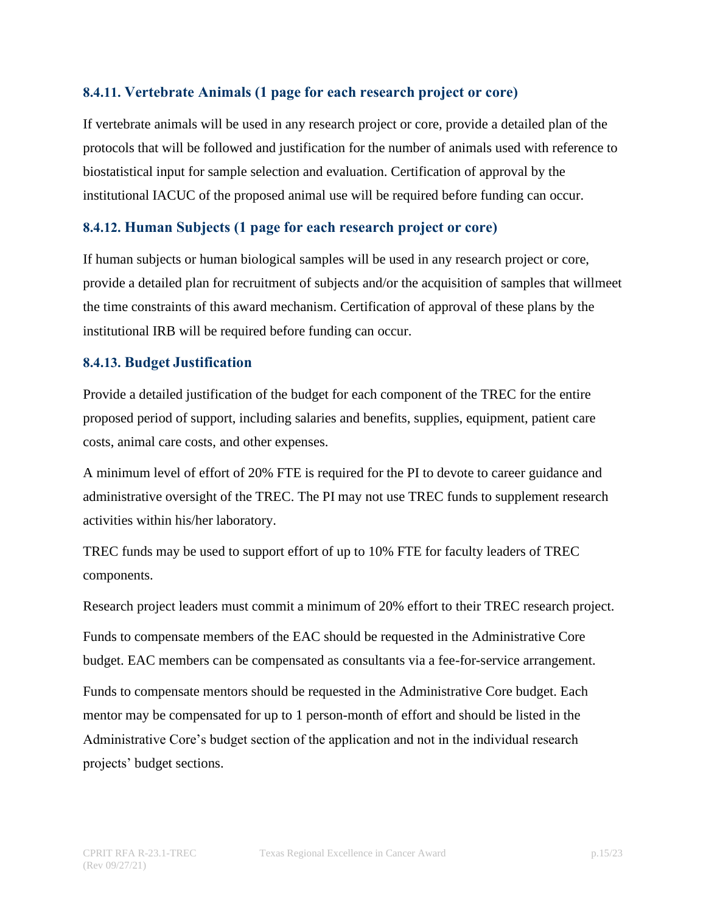### 8.4.11. Vertebrate Animals (1 page for each research project or core)

If vertebrate animals will be used in any research project or core, provide a detailed plan of the protocols that will be followed and justification for the number of animals used with reference to biostatistical input for sample selection and evaluation. Certification of approval by the institutional IACUC of the proposed animal use will be required before funding can occur.

### 8.4.12. Human Subjects (1 page for each research project or core)

If human subjects or human biological samples will be used in any research project or core, provide a detailed plan for recruitment of subjects and/or the acquisition of samples that willmeet the time constraints of this award mechanism. Certification of approval of these plans by the institutional IRB will be required before funding can occur.

### 8.4.13. Budget Justification

Provide a detailed justification of the budget for each component of the TREC for the entire proposed period of support, including salaries and benefits, supplies, equipment, patient care costs, animal care costs, and other expenses.

A minimum level of effort of 20% FTE is required for the PI to devote to career guidance and administrative oversight of the TREC. The PI may not use TREC funds to supplement research activities within his/her laboratory.

TREC funds may be used to support effort of up to 10% FTE for faculty leaders of TREC components.

Research project leaders must commit a minimum of 20% effort to their TREC research project.

Funds to compensate members of the EAC should be requested in the Administrative Core budget. EAC members can be compensated as consultants via a fee-for-service arrangement.

Funds to compensate mentors should be requested in the Administrative Core budget. Each mentor may be compensated for up to 1 person-month of effort and should be listed in the Administrative Core's budget section of the application and not in the individual research projects' budget sections.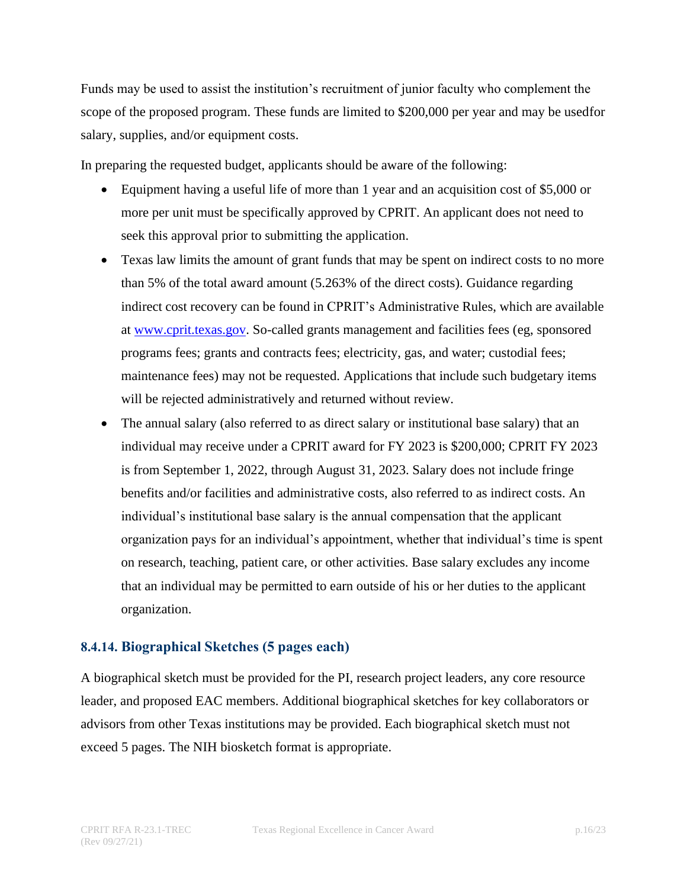Funds may be used to assist the institution's recruitment of junior faculty who complement the scope of the proposed program. These funds are limited to $200,000 per year and may be usedfor salary, supplies, and/or equipment costs.

In preparing the requested budget, applicants should be aware of the following:

- Equipment having a useful life of more than 1 year and an acquisition cost of $5,000 or more per unit must be specifically approved by CPRIT. An applicant does not need to seek this approval prior to submitting the application.
- Texas law limits the amount of grant funds that may be spent on indirect costs to no more than 5% of the total award amount (5.263% of the direct costs). Guidance regarding indirect cost recovery can be found in CPRIT's Administrative Rules, which are available at [www.cprit.texas.gov](http://www.cprit.texas.gov). So-called grants management and facilities fees (eg, sponsored programs fees; grants and contracts fees; electricity, gas, and water; custodial fees; maintenance fees) may not be requested. Applications that include such budgetary items will be rejected administratively and returned without review.
- The annual salary (also referred to as direct salary or institutional base salary) that an individual may receive under a CPRIT award for FY 2023 is $200,000; CPRIT FY 2023 is from September 1, 2022, through August 31, 2023. Salary does not include fringe benefits and/or facilities and administrative costs, also referred to as indirect costs. An individual's institutional base salary is the annual compensation that the applicant organization pays for an individual's appointment, whether that individual's time is spent on research, teaching, patient care, or other activities. Base salary excludes any income that an individual may be permitted to earn outside of his or her duties to the applicant organization.

### 8.4.14. Biographical Sketches (5 pages each)

A biographical sketch must be provided for the PI, research project leaders, any core resource leader, and proposed EAC members. Additional biographical sketches for key collaborators or advisors from other Texas institutions may be provided. Each biographical sketch must not exceed 5 pages. The NIH biosketch format is appropriate.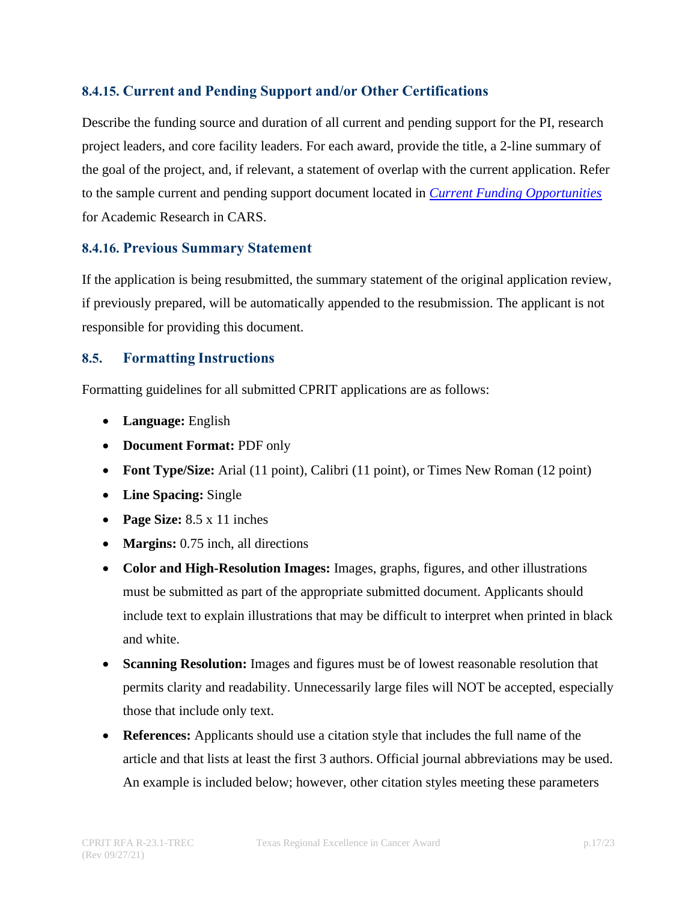### 8.4.15. Current and Pending Support and/or Other Certifications

Describe the funding source and duration of all current and pending support for the PI, research project leaders, and core facility leaders. For each award, provide the title, a 2-line summary of the goal of the project, and, if relevant, a statement of overlap with the current application. Refer to the sample current and pending support document located in *Current Funding Opportunities* for Academic Research in CARS.

### 8.4.16. Previous Summary Statement

If the application is being resubmitted, the summary statement of the original application review, if previously prepared, will be automatically appended to the resubmission. The applicant is not responsible for providing this document.

## 8.5. Formatting Instructions

Formatting guidelines for all submitted CPRIT applications are as follows:

- **Language:** English
- **Document Format:** PDF only
- **Font Type/Size:** Arial (11 point), Calibri (11 point), or Times New Roman (12 point)
- **Line Spacing:** Single
- **Page Size:** 8.5 x 11 inches
- **Margins:** 0.75 inch, all directions
- **Color and High-Resolution Images:** Images, graphs, figures, and other illustrations must be submitted as part of the appropriate submitted document. Applicants should include text to explain illustrations that may be difficult to interpret when printed in black and white.
- **Scanning Resolution:** Images and figures must be of lowest reasonable resolution that permits clarity and readability. Unnecessarily large files will NOT be accepted, especially those that include only text.
- **References:** Applicants should use a citation style that includes the full name of the article and that lists at least the first 3 authors. Official journal abbreviations may be used. An example is included below; however, other citation styles meeting these parameters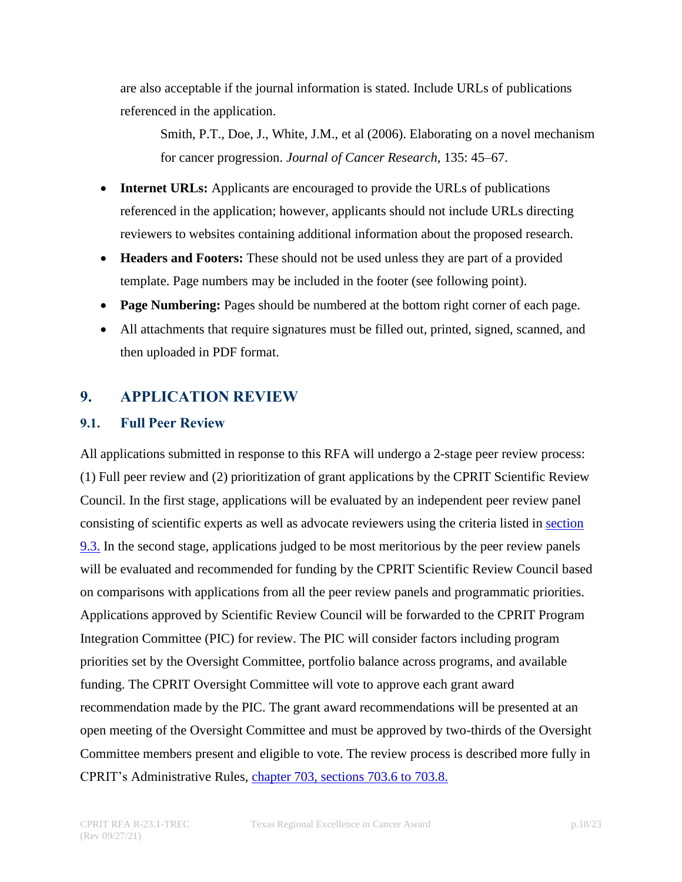are also acceptable if the journal information is stated. Include URLs of publications referenced in the application.

> Smith, P.T., Doe, J., White, J.M., et al (2006). Elaborating on a novel mechanism for cancer progression. *Journal of Cancer Research*, 135: 45–67.

- **Internet URLs:** Applicants are encouraged to provide the URLs of publications referenced in the application; however, applicants should not include URLs directing reviewers to websites containing additional information about the proposed research.
- **Headers and Footers:** These should not be used unless they are part of a provided template. Page numbers may be included in the footer (see following point).
- **Page Numbering:** Pages should be numbered at the bottom right corner of each page.
- All attachments that require signatures must be filled out, printed, signed, scanned, and then uploaded in PDF format.

## 9. APPLICATION REVIEW

### 9.1. Full Peer Review

All applications submitted in response to this RFA will undergo a 2-stage peer review process: (1) Full peer review and (2) prioritization of grant applications by the CPRIT Scientific Review Council. In the first stage, applications will be evaluated by an independent peer review panel consisting of scientific experts as well as advocate reviewers using the criteria listed in section 9.3. In the second stage, applications judged to be most meritorious by the peer review panels will be evaluated and recommended for funding by the CPRIT Scientific Review Council based on comparisons with applications from all the peer review panels and programmatic priorities. Applications approved by Scientific Review Council will be forwarded to the CPRIT Program Integration Committee (PIC) for review. The PIC will consider factors including program priorities set by the Oversight Committee, portfolio balance across programs, and available funding. The CPRIT Oversight Committee will vote to approve each grant award recommendation made by the PIC. The grant award recommendations will be presented at an open meeting of the Oversight Committee and must be approved by two-thirds of the Oversight Committee members present and eligible to vote. The review process is described more fully in CPRIT's Administrative Rules, chapter 703, sections 703.6 to 703.8.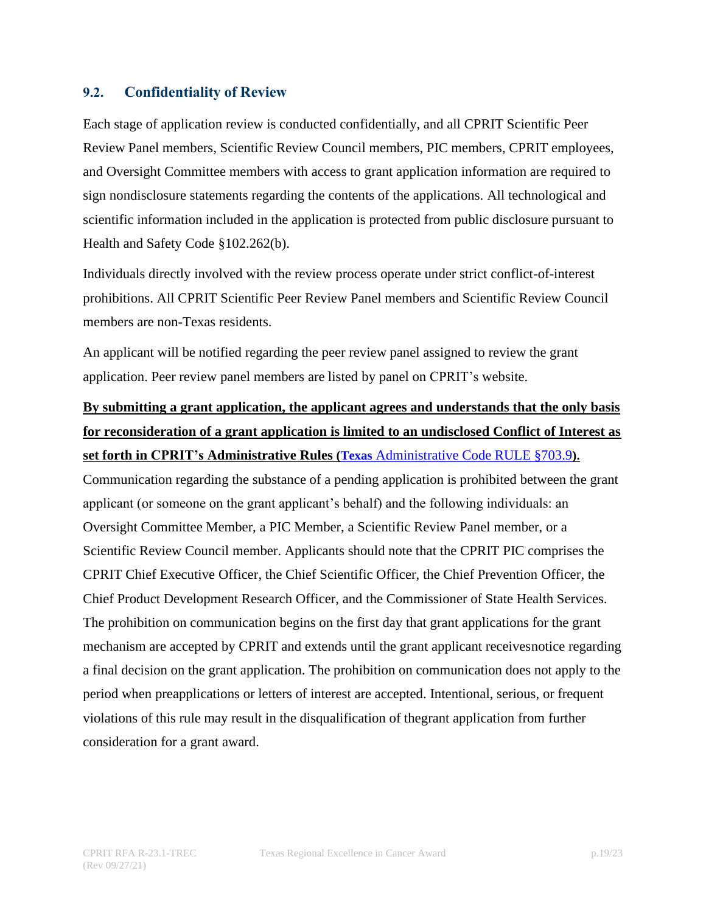### 9.2. Confidentiality of Review

Each stage of application review is conducted confidentially, and all CPRIT Scientific Peer Review Panel members, Scientific Review Council members, PIC members, CPRIT employees, and Oversight Committee members with access to grant application information are required to sign nondisclosure statements regarding the contents of the applications. All technological and scientific information included in the application is protected from public disclosure pursuant to Health and Safety Code §102.262(b).

Individuals directly involved with the review process operate under strict conflict-of-interest prohibitions. All CPRIT Scientific Peer Review Panel members and Scientific Review Council members are non-Texas residents.

An applicant will be notified regarding the peer review panel assigned to review the grant application. Peer review panel members are listed by panel on CPRIT's website.

**By submitting a grant application, the applicant agrees and understands that the only basis for reconsideration of a grant application is limited to an undisclosed Conflict of Interest as set forth in CPRIT's Administrative Rules (Texas Administrative Code RULE §703.9).** Communication regarding the substance of a pending application is prohibited between the grant applicant (or someone on the grant applicant's behalf) and the following individuals: an Oversight Committee Member, a PIC Member, a Scientific Review Panel member, or a Scientific Review Council member. Applicants should note that the CPRIT PIC comprises the CPRIT Chief Executive Officer, the Chief Scientific Officer, the Chief Prevention Officer, the Chief Product Development Research Officer, and the Commissioner of State Health Services. The prohibition on communication begins on the first day that grant applications for the grant mechanism are accepted by CPRIT and extends until the grant applicant receivesnotice regarding a final decision on the grant application. The prohibition on communication does not apply to the period when preapplications or letters of interest are accepted. Intentional, serious, or frequent violations of this rule may result in the disqualification of thegrant application from further consideration for a grant award.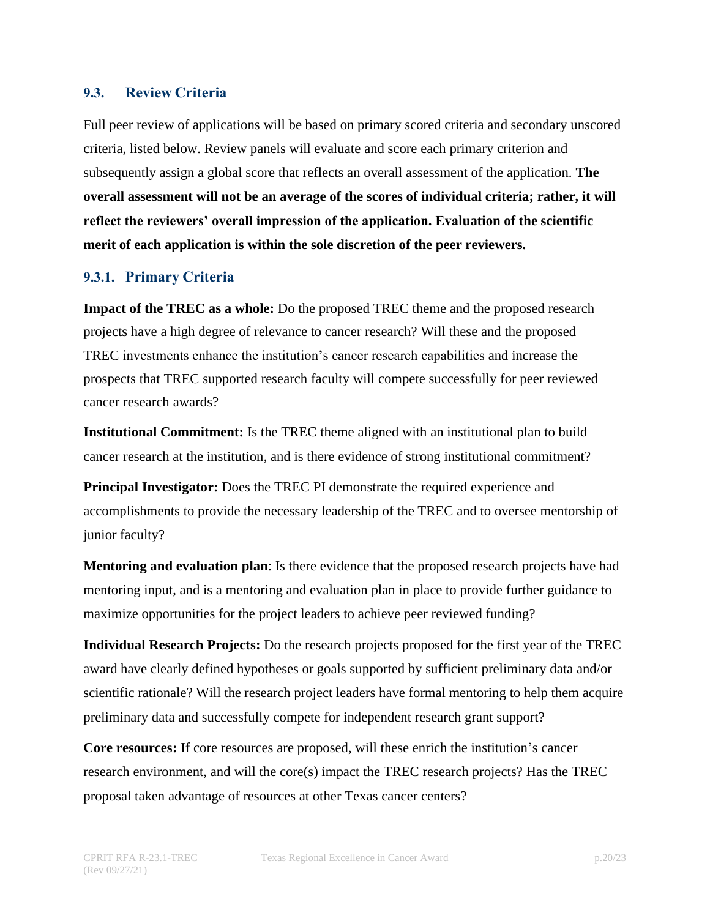### 9.3. Review Criteria

Full peer review of applications will be based on primary scored criteria and secondary unscored criteria, listed below. Review panels will evaluate and score each primary criterion and subsequently assign a global score that reflects an overall assessment of the application. **The overall assessment will not be an average of the scores of individual criteria; rather, it will reflect the reviewers' overall impression of the application. Evaluation of the scientific merit of each application is within the sole discretion of the peer reviewers.**

#### 9.3.1. Primary Criteria

**Impact of the TREC as a whole:** Do the proposed TREC theme and the proposed research projects have a high degree of relevance to cancer research? Will these and the proposed TREC investments enhance the institution's cancer research capabilities and increase the prospects that TREC supported research faculty will compete successfully for peer reviewed cancer research awards?

**Institutional Commitment:** Is the TREC theme aligned with an institutional plan to build cancer research at the institution, and is there evidence of strong institutional commitment?

**Principal Investigator:** Does the TREC PI demonstrate the required experience and accomplishments to provide the necessary leadership of the TREC and to oversee mentorship of junior faculty?

**Mentoring and evaluation plan**: Is there evidence that the proposed research projects have had mentoring input, and is a mentoring and evaluation plan in place to provide further guidance to maximize opportunities for the project leaders to achieve peer reviewed funding?

**Individual Research Projects:** Do the research projects proposed for the first year of the TREC award have clearly defined hypotheses or goals supported by sufficient preliminary data and/or scientific rationale? Will the research project leaders have formal mentoring to help them acquire preliminary data and successfully compete for independent research grant support?

**Core resources:** If core resources are proposed, will these enrich the institution's cancer research environment, and will the core(s) impact the TREC research projects? Has the TREC proposal taken advantage of resources at other Texas cancer centers?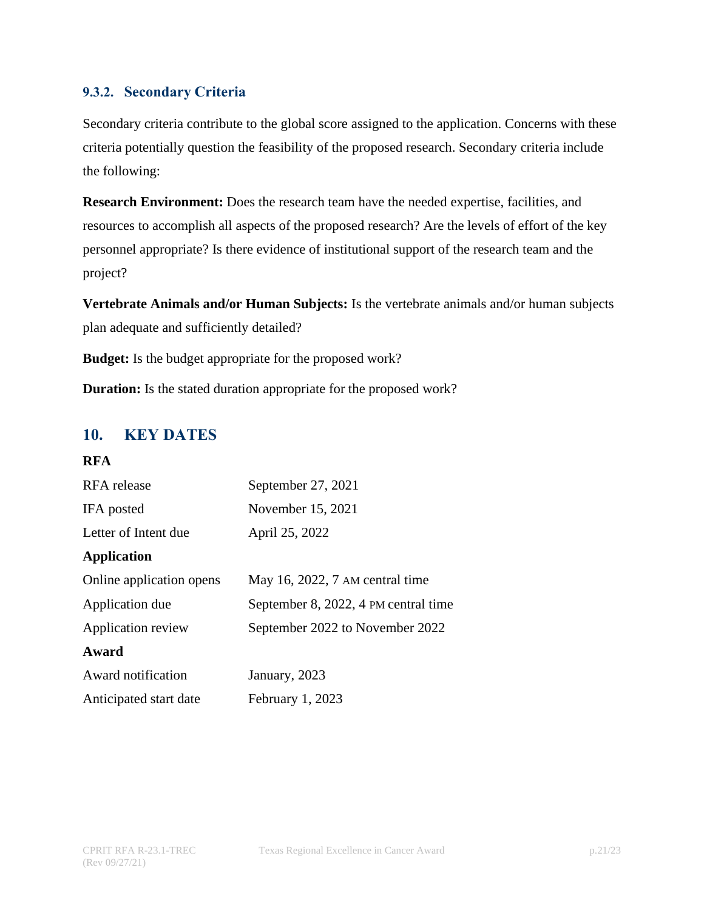#### 9.3.2. Secondary Criteria

Secondary criteria contribute to the global score assigned to the application. Concerns with these criteria potentially question the feasibility of the proposed research. Secondary criteria include the following:

**Research Environment:** Does the research team have the needed expertise, facilities, and resources to accomplish all aspects of the proposed research? Are the levels of effort of the key personnel appropriate? Is there evidence of institutional support of the research team and the project?

**Vertebrate Animals and/or Human Subjects:** Is the vertebrate animals and/or human subjects plan adequate and sufficiently detailed?

**Budget:** Is the budget appropriate for the proposed work?

**Duration:** Is the stated duration appropriate for the proposed work?

## 10. KEY DATES

| | |
|---|---|
| **RFA** | |
| RFA release | September 27, 2021 |
| IFA posted | November 15, 2021 |
| Letter of Intent due | April 25, 2022 |
| **Application** | |
| Online application opens | May 16, 2022, 7 AM central time |
| Application due | September 8, 2022, 4 PM central time |
| Application review | September 2022 to November 2022 |
| **Award** | |
| Award notification | January, 2023 |
| Anticipated start date | February 1, 2023 |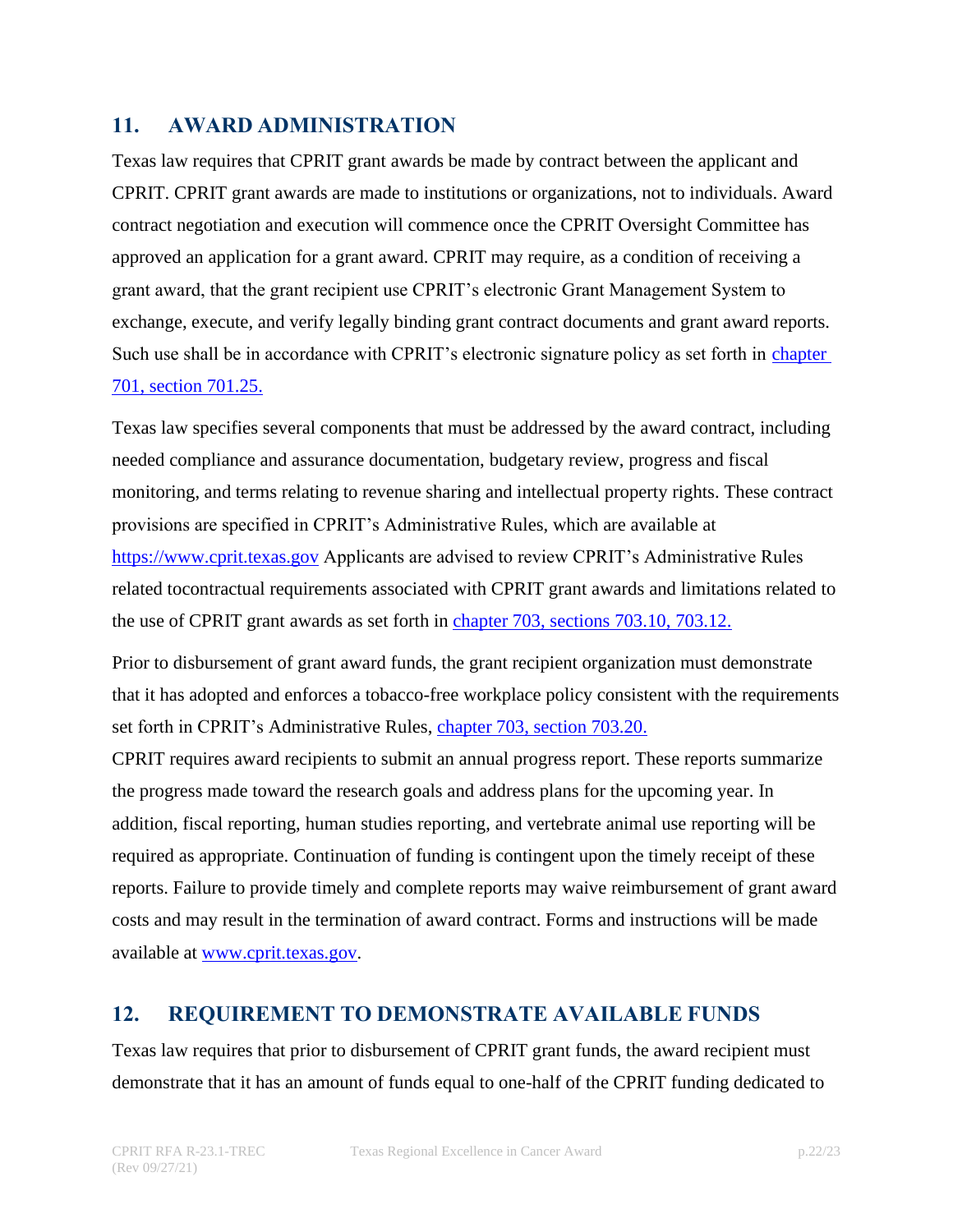## 11. AWARD ADMINISTRATION

Texas law requires that CPRIT grant awards be made by contract between the applicant and CPRIT. CPRIT grant awards are made to institutions or organizations, not to individuals. Award contract negotiation and execution will commence once the CPRIT Oversight Committee has approved an application for a grant award. CPRIT may require, as a condition of receiving a grant award, that the grant recipient use CPRIT's electronic Grant Management System to exchange, execute, and verify legally binding grant contract documents and grant award reports. Such use shall be in accordance with CPRIT's electronic signature policy as set forth in [chapter 701, section 701.25.]()

Texas law specifies several components that must be addressed by the award contract, including needed compliance and assurance documentation, budgetary review, progress and fiscal monitoring, and terms relating to revenue sharing and intellectual property rights. These contract provisions are specified in CPRIT's Administrative Rules, which are available at [https://www.cprit.texas.gov](https://www.cprit.texas.gov) Applicants are advised to review CPRIT's Administrative Rules related tocontractual requirements associated with CPRIT grant awards and limitations related to the use of CPRIT grant awards as set forth in [chapter 703, sections 703.10, 703.12.]()

Prior to disbursement of grant award funds, the grant recipient organization must demonstrate that it has adopted and enforces a tobacco-free workplace policy consistent with the requirements set forth in CPRIT's Administrative Rules, [chapter 703, section 703.20.]()

CPRIT requires award recipients to submit an annual progress report. These reports summarize the progress made toward the research goals and address plans for the upcoming year. In addition, fiscal reporting, human studies reporting, and vertebrate animal use reporting will be required as appropriate. Continuation of funding is contingent upon the timely receipt of these reports. Failure to provide timely and complete reports may waive reimbursement of grant award costs and may result in the termination of award contract. Forms and instructions will be made available at [www.cprit.texas.gov](http://www.cprit.texas.gov).

## 12. REQUIREMENT TO DEMONSTRATE AVAILABLE FUNDS

Texas law requires that prior to disbursement of CPRIT grant funds, the award recipient must demonstrate that it has an amount of funds equal to one-half of the CPRIT funding dedicated to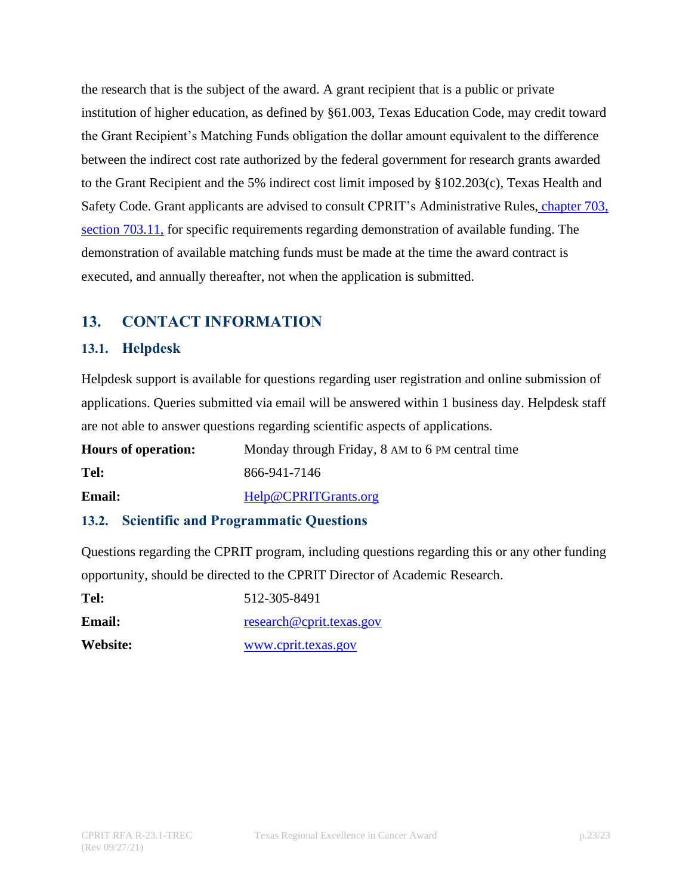the research that is the subject of the award. A grant recipient that is a public or private institution of higher education, as defined by §61.003, Texas Education Code, may credit toward the Grant Recipient's Matching Funds obligation the dollar amount equivalent to the difference between the indirect cost rate authorized by the federal government for research grants awarded to the Grant Recipient and the 5% indirect cost limit imposed by §102.203(c), Texas Health and Safety Code. Grant applicants are advised to consult CPRIT's Administrative Rules, chapter 703, section 703.11, for specific requirements regarding demonstration of available funding. The demonstration of available matching funds must be made at the time the award contract is executed, and annually thereafter, not when the application is submitted.

## 13. CONTACT INFORMATION

### 13.1. Helpdesk

Helpdesk support is available for questions regarding user registration and online submission of applications. Queries submitted via email will be answered within 1 business day. Helpdesk staff are not able to answer questions regarding scientific aspects of applications.

| | |
|---|---|
| **Hours of operation:** | Monday through Friday, 8 AM to 6 PM central time |
| **Tel:** | 866-941-7146 |
| **Email:** | Help@CPRITGrants.org |

### 13.2. Scientific and Programmatic Questions

Questions regarding the CPRIT program, including questions regarding this or any other funding opportunity, should be directed to the CPRIT Director of Academic Research.

| | |
|---|---|
| **Tel:** | 512-305-8491 |
| **Email:** | research@cprit.texas.gov |
| **Website:** | www.cprit.texas.gov |